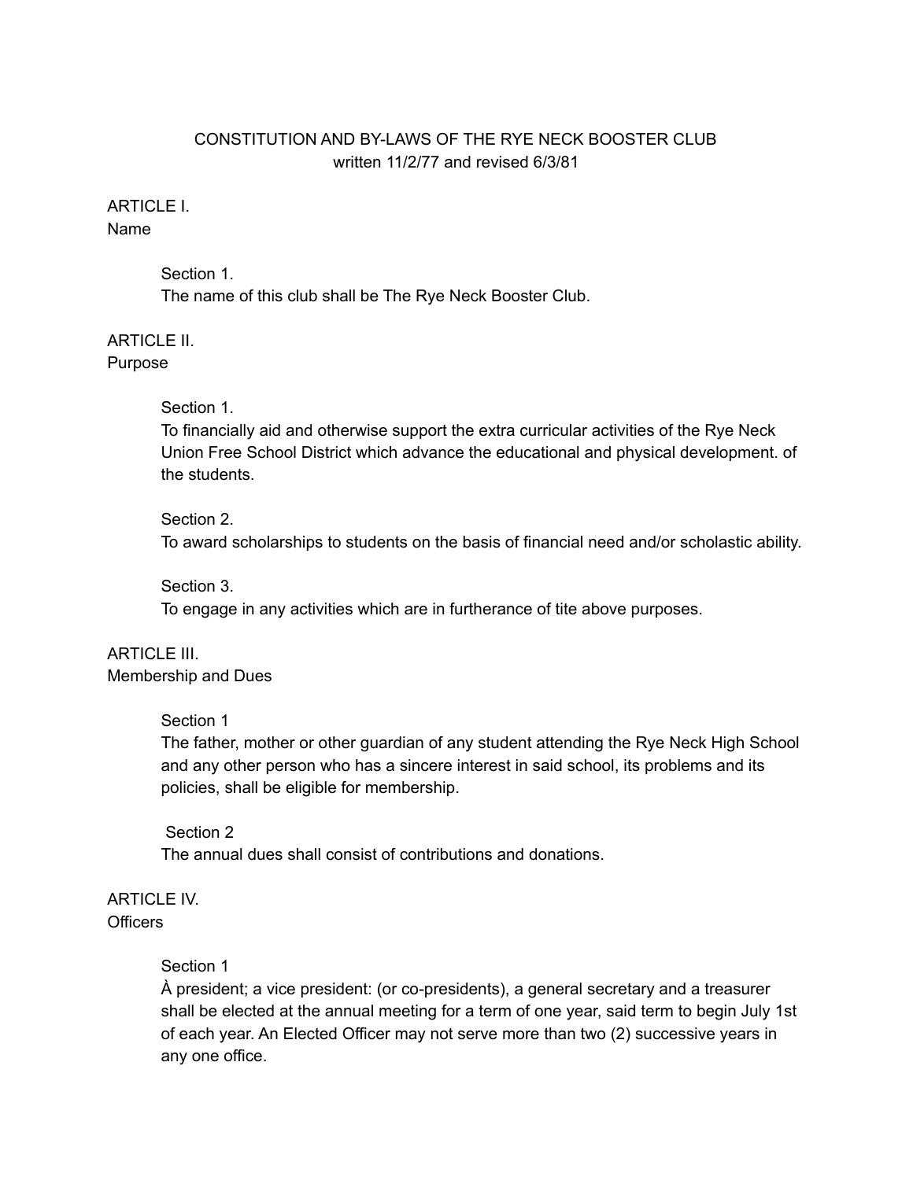# CONSTITUTION AND BY-LAWS OF THE RYE NECK BOOSTER CLUB

written 11/2/77 and revised 6/3/81

## ARTICLE I.
### Name

Section 1.
The name of this club shall be The Rye Neck Booster Club.

## ARTICLE II.
### Purpose

Section 1.
To financially aid and otherwise support the extra curricular activities of the Rye Neck Union Free School District which advance the educational and physical development. of the students.

Section 2.
To award scholarships to students on the basis of financial need and/or scholastic ability.

Section 3.
To engage in any activities which are in furtherance of tite above purposes.

## ARTICLE III.
### Membership and Dues

Section 1
The father, mother or other guardian of any student attending the Rye Neck High School and any other person who has a sincere interest in said school, its problems and its policies, shall be eligible for membership.

Section 2
The annual dues shall consist of contributions and donations.

## ARTICLE IV.
### Officers

Section 1
À president; a vice president: (or co-presidents), a general secretary and a treasurer shall be elected at the annual meeting for a term of one year, said term to begin July 1st of each year. An Elected Officer may not serve more than two (2) successive years in any one office.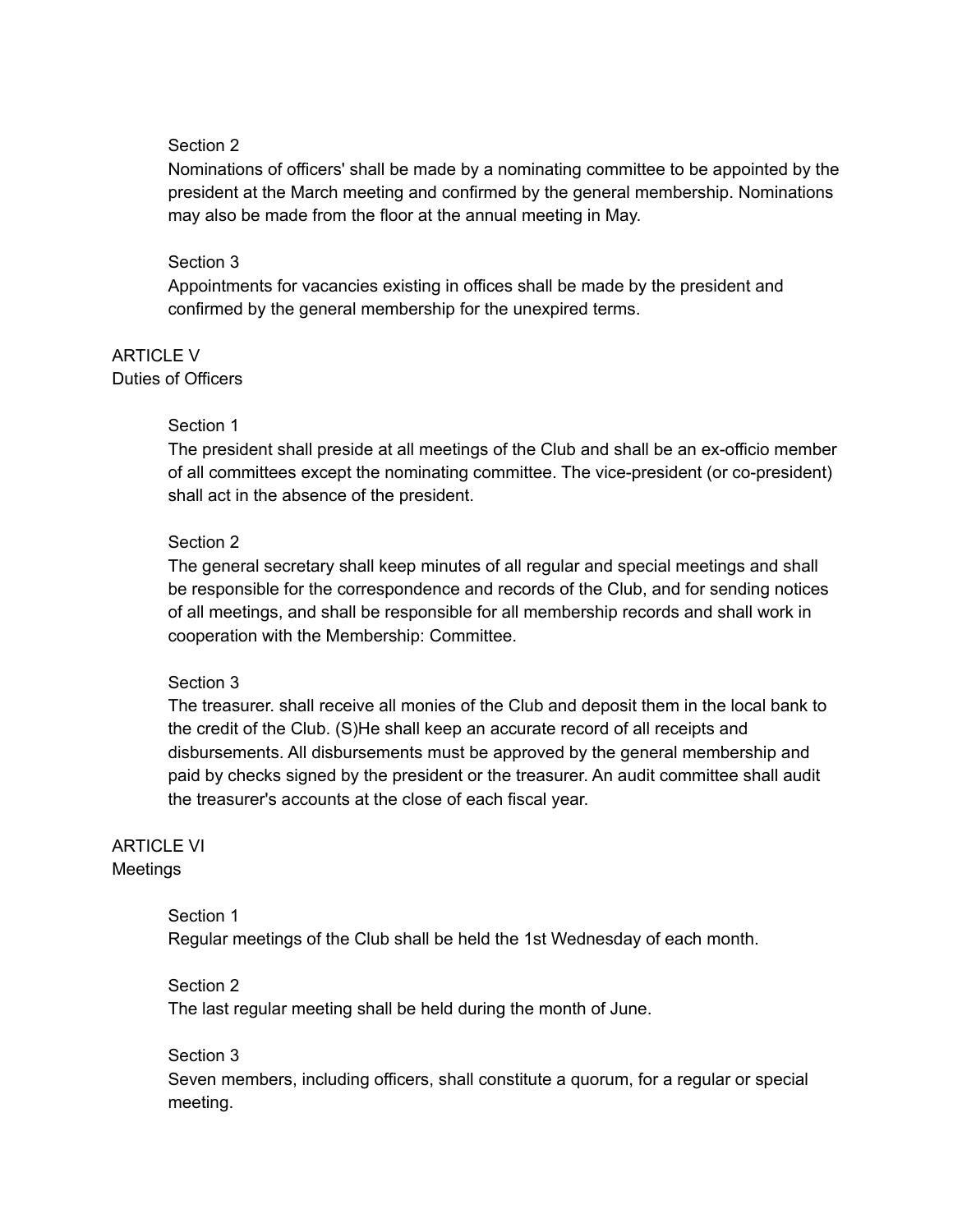Section 2

Nominations of officers' shall be made by a nominating committee to be appointed by the president at the March meeting and confirmed by the general membership. Nominations may also be made from the floor at the annual meeting in May.

Section 3

Appointments for vacancies existing in offices shall be made by the president and confirmed by the general membership for the unexpired terms.

## ARTICLE V
## Duties of Officers

Section 1

The president shall preside at all meetings of the Club and shall be an ex-officio member of all committees except the nominating committee. The vice-president (or co-president) shall act in the absence of the president.

Section 2

The general secretary shall keep minutes of all regular and special meetings and shall be responsible for the correspondence and records of the Club, and for sending notices of all meetings, and shall be responsible for all membership records and shall work in cooperation with the Membership: Committee.

Section 3

The treasurer. shall receive all monies of the Club and deposit them in the local bank to the credit of the Club. (S)He shall keep an accurate record of all receipts and disbursements. All disbursements must be approved by the general membership and paid by checks signed by the president or the treasurer. An audit committee shall audit the treasurer's accounts at the close of each fiscal year.

## ARTICLE VI
## Meetings

Section 1

Regular meetings of the Club shall be held the 1st Wednesday of each month.

Section 2

The last regular meeting shall be held during the month of June.

Section 3

Seven members, including officers, shall constitute a quorum, for a regular or special meeting.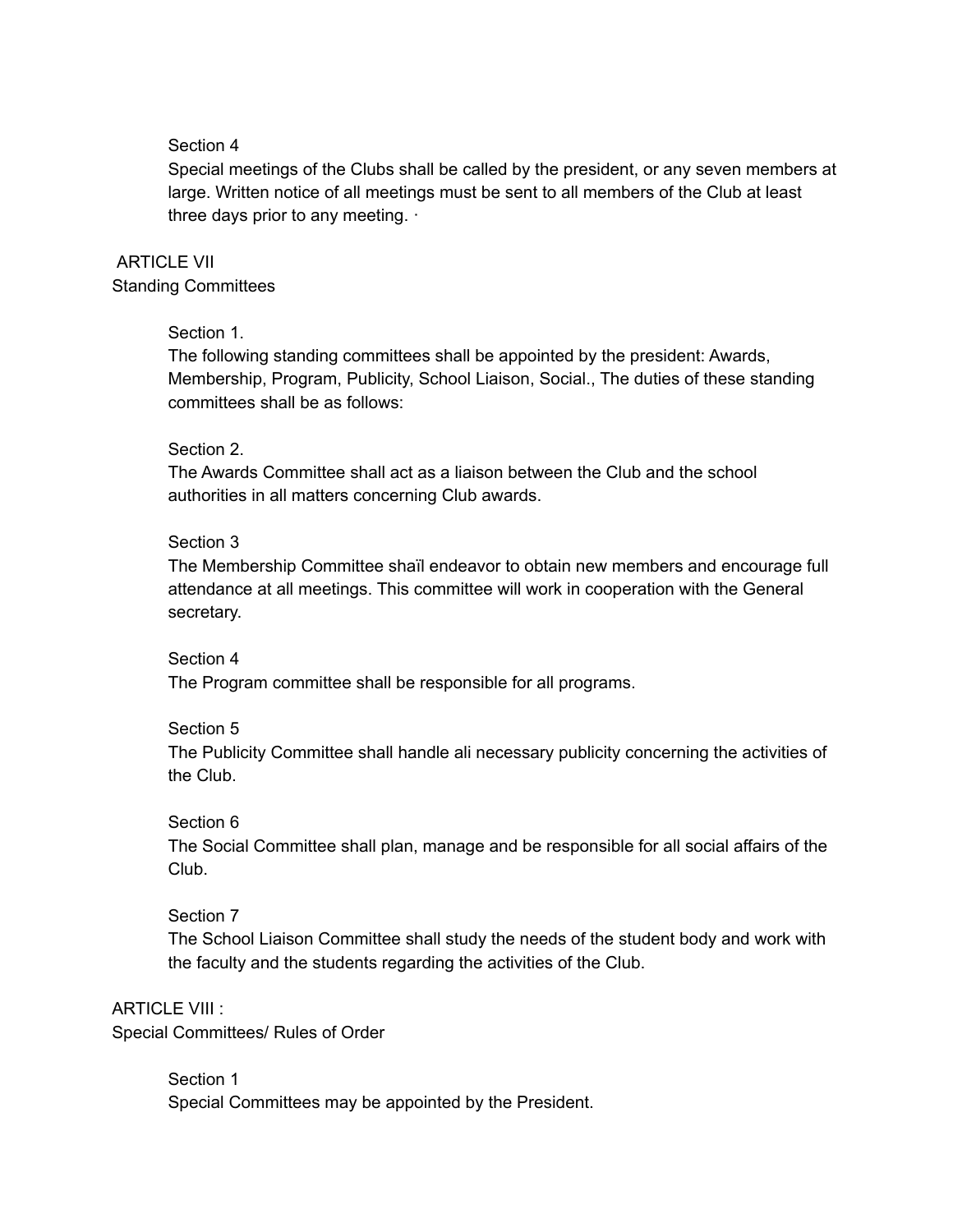Section 4

Special meetings of the Clubs shall be called by the president, or any seven members at large. Written notice of all meetings must be sent to all members of the Club at least three days prior to any meeting. ·

## ARTICLE VII
## Standing Committees

Section 1.

The following standing committees shall be appointed by the president: Awards, Membership, Program, Publicity, School Liaison, Social., The duties of these standing committees shall be as follows:

Section 2.

The Awards Committee shall act as a liaison between the Club and the school authorities in all matters concerning Club awards.

Section 3

The Membership Committee shaïl endeavor to obtain new members and encourage full attendance at all meetings. This committee will work in cooperation with the General secretary.

Section 4

The Program committee shall be responsible for all programs.

Section 5

The Publicity Committee shall handle ali necessary publicity concerning the activities of the Club.

Section 6

The Social Committee shall plan, manage and be responsible for all social affairs of the Club.

Section 7

The School Liaison Committee shall study the needs of the student body and work with the faculty and the students regarding the activities of the Club.

## ARTICLE VIII :
## Special Committees/ Rules of Order

Section 1

Special Committees may be appointed by the President.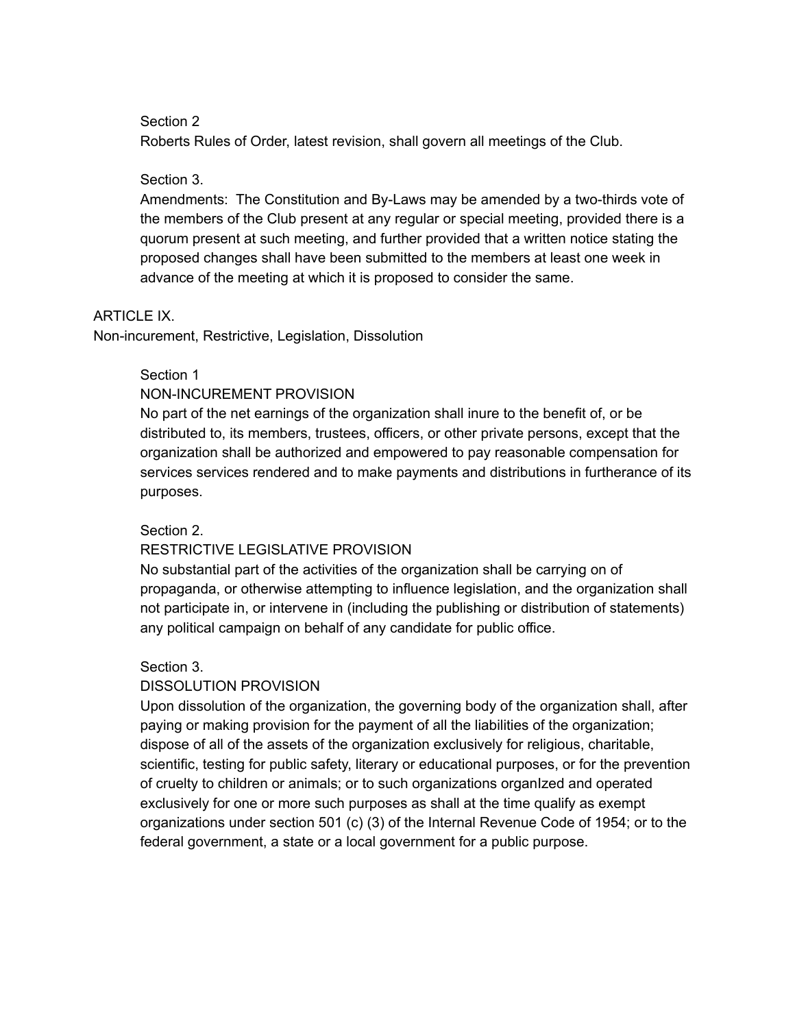Section 2

Roberts Rules of Order, latest revision, shall govern all meetings of the Club.

Section 3.

Amendments: The Constitution and By-Laws may be amended by a two-thirds vote of the members of the Club present at any regular or special meeting, provided there is a quorum present at such meeting, and further provided that a written notice stating the proposed changes shall have been submitted to the members at least one week in advance of the meeting at which it is proposed to consider the same.

## ARTICLE IX.

## Non-incurement, Restrictive, Legislation, Dissolution

Section 1

NON-INCUREMENT PROVISION

No part of the net earnings of the organization shall inure to the benefit of, or be distributed to, its members, trustees, officers, or other private persons, except that the organization shall be authorized and empowered to pay reasonable compensation for services services rendered and to make payments and distributions in furtherance of its purposes.

Section 2.

RESTRICTIVE LEGISLATIVE PROVISION

No substantial part of the activities of the organization shall be carrying on of propaganda, or otherwise attempting to influence legislation, and the organization shall not participate in, or intervene in (including the publishing or distribution of statements) any political campaign on behalf of any candidate for public office.

Section 3.

DISSOLUTION PROVISION

Upon dissolution of the organization, the governing body of the organization shall, after paying or making provision for the payment of all the liabilities of the organization; dispose of all of the assets of the organization exclusively for religious, charitable, scientific, testing for public safety, literary or educational purposes, or for the prevention of cruelty to children or animals; or to such organizations organIzed and operated exclusively for one or more such purposes as shall at the time qualify as exempt organizations under section 501 (c) (3) of the Internal Revenue Code of 1954; or to the federal government, a state or a local government for a public purpose.